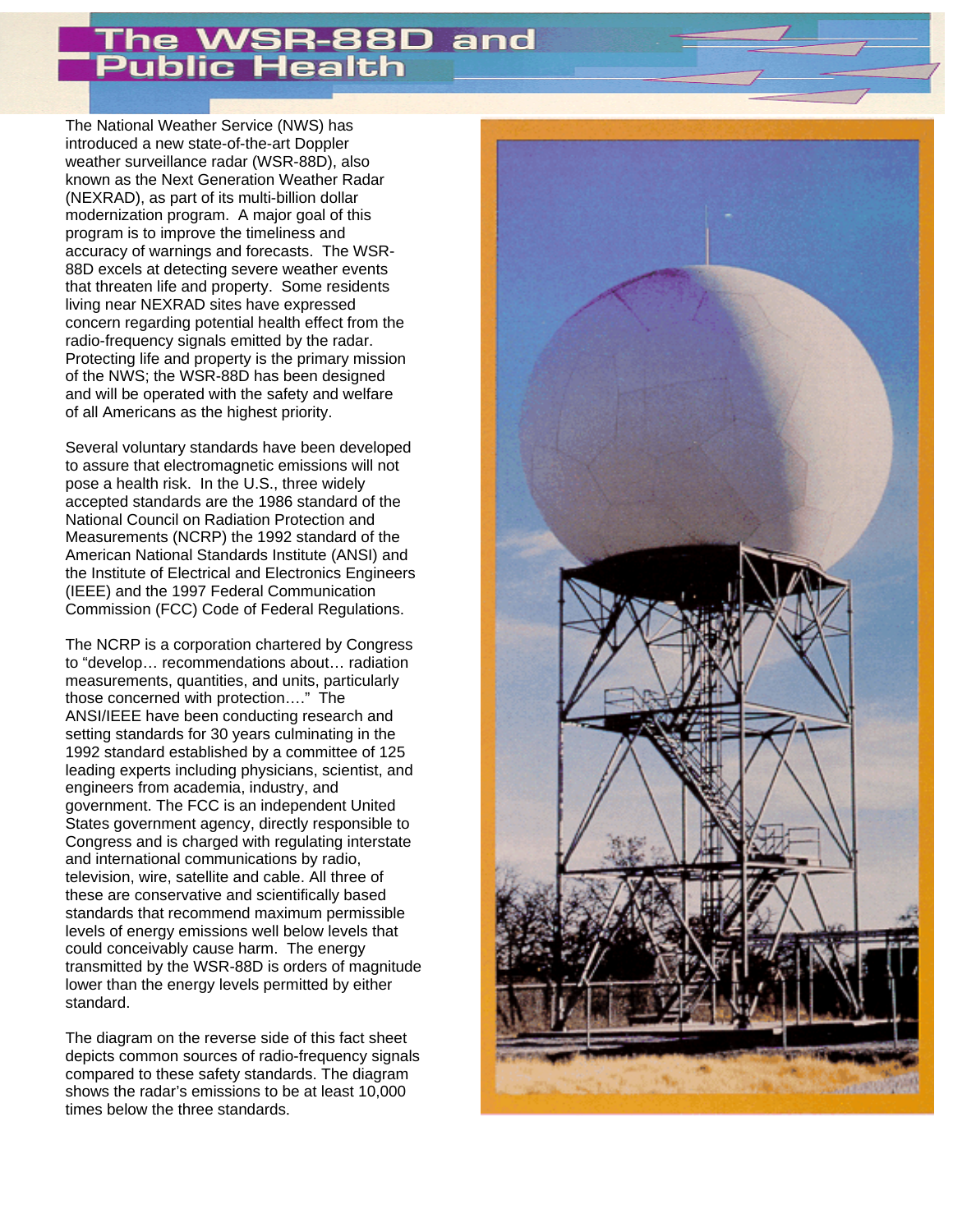# The WSR-88D and Public Health

The National Weather Service (NWS) has introduced a new state-of-the-art Doppler weather surveillance radar (WSR-88D), also known as the Next Generation Weather Radar (NEXRAD), as part of its multi-billion dollar modernization program. A major goal of this program is to improve the timeliness and accuracy of warnings and forecasts. The WSR-88D excels at detecting severe weather events that threaten life and property. Some residents living near NEXRAD sites have expressed concern regarding potential health effect from the radio-frequency signals emitted by the radar. Protecting life and property is the primary mission of the NWS; the WSR-88D has been designed and will be operated with the safety and welfare of all Americans as the highest priority.

Several voluntary standards have been developed to assure that electromagnetic emissions will not pose a health risk. In the U.S., three widely accepted standards are the 1986 standard of the National Council on Radiation Protection and Measurements (NCRP) the 1992 standard of the American National Standards Institute (ANSI) and the Institute of Electrical and Electronics Engineers (IEEE) and the 1997 Federal Communication Commission (FCC) Code of Federal Regulations.

The NCRP is a corporation chartered by Congress to "develop… recommendations about… radiation measurements, quantities, and units, particularly those concerned with protection…." The ANSI/IEEE have been conducting research and setting standards for 30 years culminating in the 1992 standard established by a committee of 125 leading experts including physicians, scientist, and engineers from academia, industry, and government. The FCC is an independent United States government agency, directly responsible to Congress and is charged with regulating interstate and international communications by radio, television, wire, satellite and cable. All three of these are conservative and scientifically based standards that recommend maximum permissible levels of energy emissions well below levels that could conceivably cause harm. The energy transmitted by the WSR-88D is orders of magnitude lower than the energy levels permitted by either standard.

The diagram on the reverse side of this fact sheet depicts common sources of radio-frequency signals compared to these safety standards. The diagram shows the radar's emissions to be at least 10,000 times below the three standards.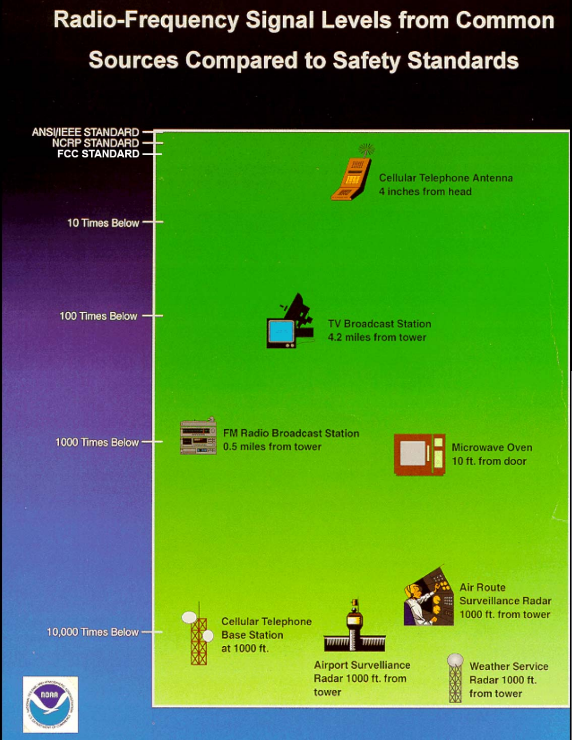# Radio-Frequency Signal Levels from Common Sources Compared to Safety Standards

ANSI/IEEE STANDARD
NCRP STANDARD
FCC STANDARD
10 Times Below
100 Times Below
1000 Times Below
10,000 Times Below

Cellular Telephone Antenna 4 inches from head

TV Broadcast Station 4.2 miles from tower

FM Radio Broadcast Station 0.5 miles from tower

Microwave Oven 10 ft. from door

Air Route Surveillance Radar 1000 ft. from tower

Cellular Telephone Base Station at 1000 ft.

Airport Surveillance Radar 1000 ft. from tower

Weather Service Radar 1000 ft. from tower